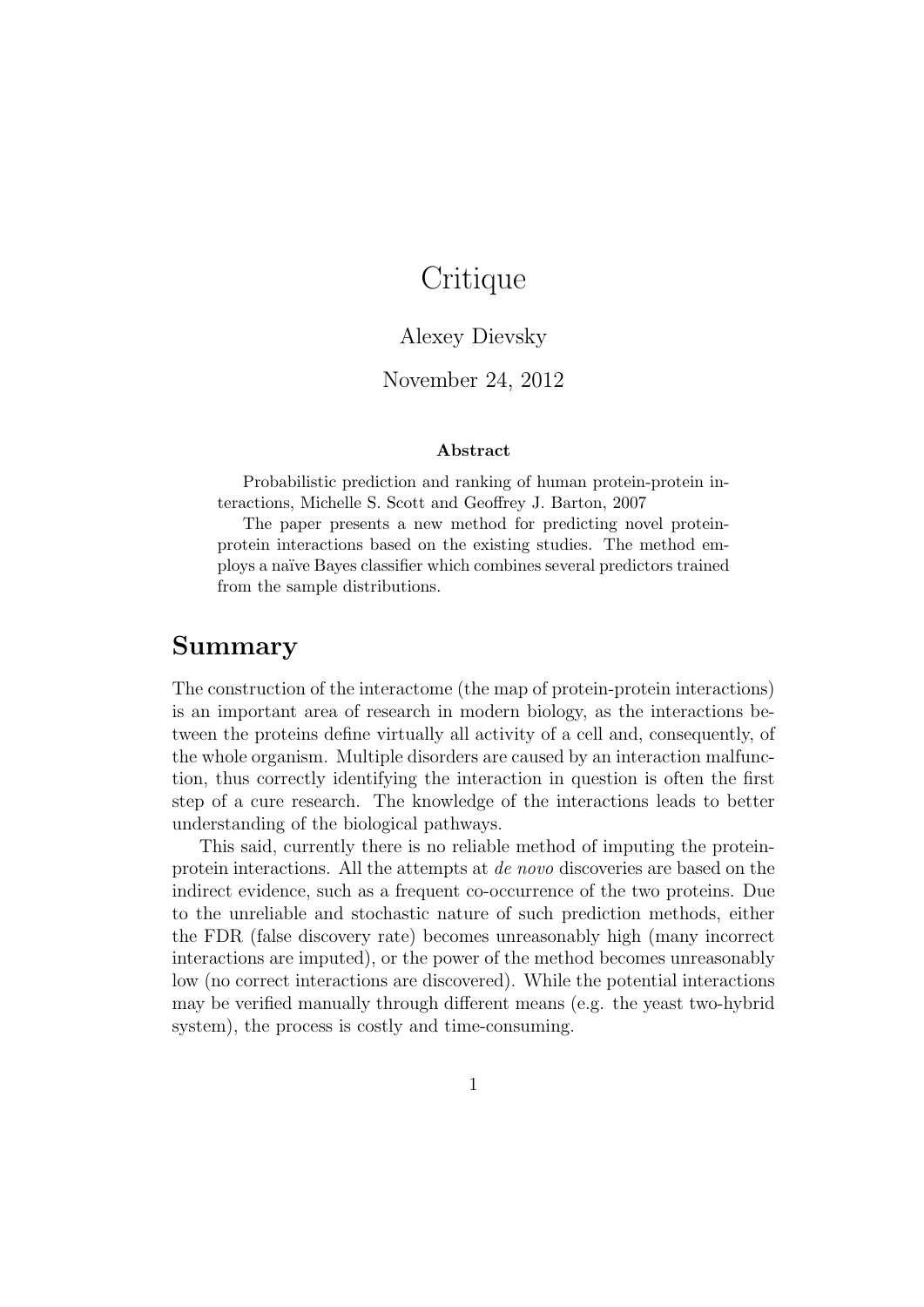# Critique

Alexey Dievsky

November 24, 2012

**Abstract**

Probabilistic prediction and ranking of human protein-protein interactions, Michelle S. Scott and Geoffrey J. Barton, 2007

The paper presents a new method for predicting novel protein-protein interactions based on the existing studies. The method employs a naïve Bayes classifier which combines several predictors trained from the sample distributions.

## Summary

The construction of the interactome (the map of protein-protein interactions) is an important area of research in modern biology, as the interactions between the proteins define virtually all activity of a cell and, consequently, of the whole organism. Multiple disorders are caused by an interaction malfunction, thus correctly identifying the interaction in question is often the first step of a cure research. The knowledge of the interactions leads to better understanding of the biological pathways.

This said, currently there is no reliable method of imputing the protein-protein interactions. All the attempts at *de novo* discoveries are based on the indirect evidence, such as a frequent co-occurrence of the two proteins. Due to the unreliable and stochastic nature of such prediction methods, either the FDR (false discovery rate) becomes unreasonably high (many incorrect interactions are imputed), or the power of the method becomes unreasonably low (no correct interactions are discovered). While the potential interactions may be verified manually through different means (e.g. the yeast two-hybrid system), the process is costly and time-consuming.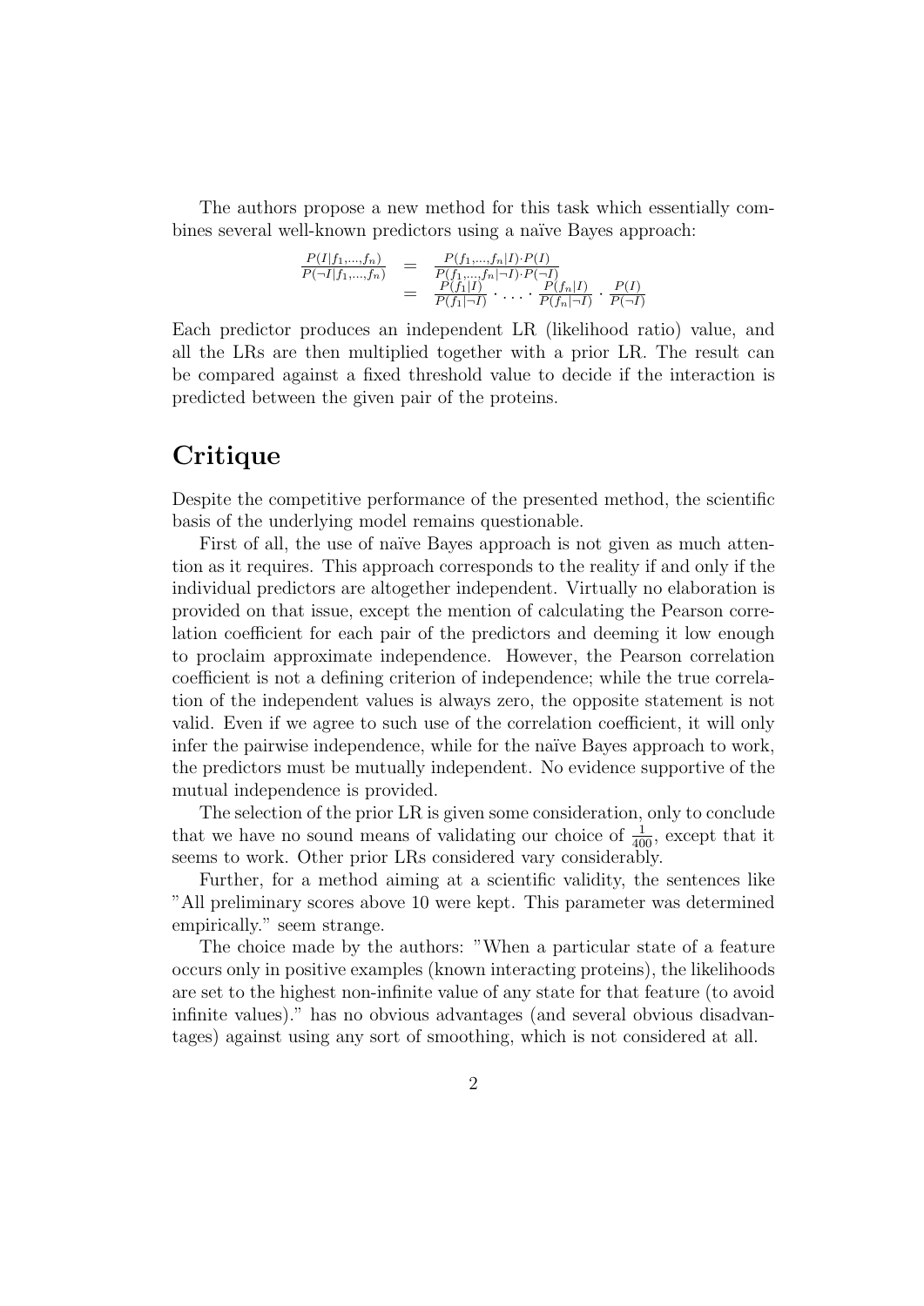The authors propose a new method for this task which essentially combines several well-known predictors using a naïve Bayes approach:

$$
\begin{aligned}
\frac{P(I|f_1,\ldots,f_n)}{P(\neg I|f_1,\ldots,f_n)} &= \frac{P(f_1,\ldots,f_n|I)\cdot P(I)}{P(f_1,\ldots,f_n|\neg I)\cdot P(\neg I)} \\
&= \frac{P(f_1|I)}{P(f_1|\neg I)}\cdot\ldots\cdot\frac{P(f_n|I)}{P(f_n|\neg I)}\cdot\frac{P(I)}{P(\neg I)}
\end{aligned}
$$

Each predictor produces an independent LR (likelihood ratio) value, and all the LRs are then multiplied together with a prior LR. The result can be compared against a fixed threshold value to decide if the interaction is predicted between the given pair of the proteins.

## Critique

Despite the competitive performance of the presented method, the scientific basis of the underlying model remains questionable.

First of all, the use of naïve Bayes approach is not given as much attention as it requires. This approach corresponds to the reality if and only if the individual predictors are altogether independent. Virtually no elaboration is provided on that issue, except the mention of calculating the Pearson correlation coefficient for each pair of the predictors and deeming it low enough to proclaim approximate independence. However, the Pearson correlation coefficient is not a defining criterion of independence; while the true correlation of the independent values is always zero, the opposite statement is not valid. Even if we agree to such use of the correlation coefficient, it will only infer the pairwise independence, while for the naïve Bayes approach to work, the predictors must be mutually independent. No evidence supportive of the mutual independence is provided.

The selection of the prior LR is given some consideration, only to conclude that we have no sound means of validating our choice of $\frac{1}{400}$, except that it seems to work. Other prior LRs considered vary considerably.

Further, for a method aiming at a scientific validity, the sentences like "All preliminary scores above 10 were kept. This parameter was determined empirically." seem strange.

The choice made by the authors: "When a particular state of a feature occurs only in positive examples (known interacting proteins), the likelihoods are set to the highest non-infinite value of any state for that feature (to avoid infinite values)." has no obvious advantages (and several obvious disadvantages) against using any sort of smoothing, which is not considered at all.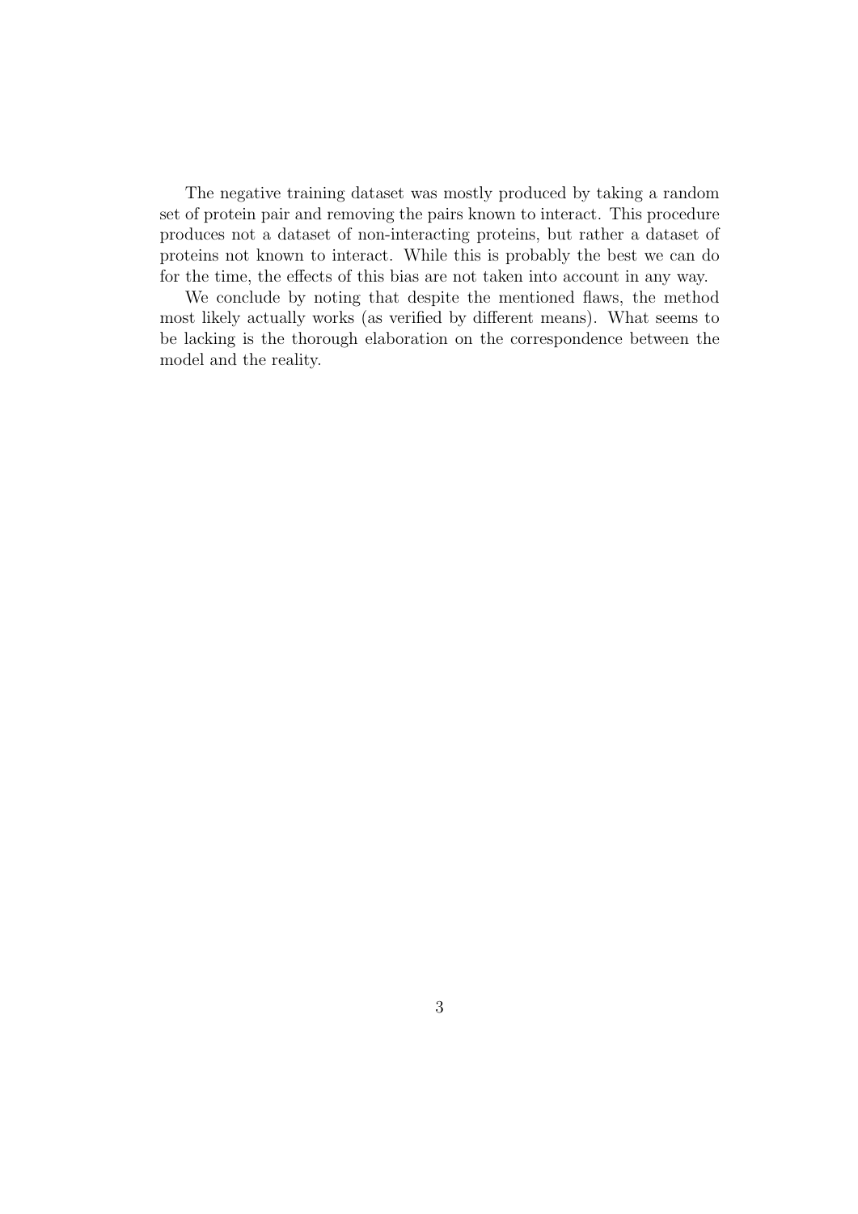The negative training dataset was mostly produced by taking a random set of protein pair and removing the pairs known to interact. This procedure produces not a dataset of non-interacting proteins, but rather a dataset of proteins not known to interact. While this is probably the best we can do for the time, the effects of this bias are not taken into account in any way.

We conclude by noting that despite the mentioned flaws, the method most likely actually works (as verified by different means). What seems to be lacking is the thorough elaboration on the correspondence between the model and the reality.